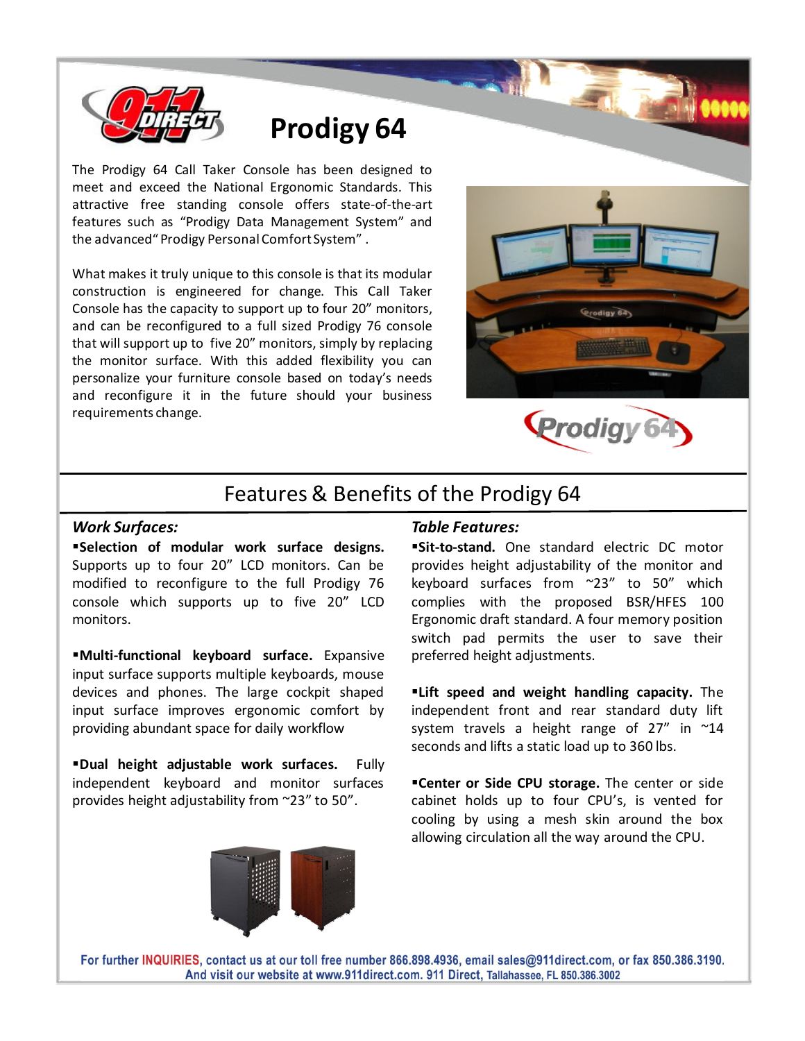# Prodigy 64

The Prodigy 64 Call Taker Console has been designed to meet and exceed the National Ergonomic Standards. This attractive free standing console offers state-of-the-art features such as "Prodigy Data Management System" and the advanced" Prodigy Personal Comfort System" .

What makes it truly unique to this console is that its modular construction is engineered for change. This Call Taker Console has the capacity to support up to four 20" monitors, and can be reconfigured to a full sized Prodigy 76 console that will support up to five 20" monitors, simply by replacing the monitor surface. With this added flexibility you can personalize your furniture console based on today's needs and reconfigure it in the future should your business requirements change.

## Features & Benefits of the Prodigy 64

### *Work Surfaces:*

▪**Selection of modular work surface designs.** Supports up to four 20" LCD monitors. Can be modified to reconfigure to the full Prodigy 76 console which supports up to five 20" LCD monitors.

▪**Multi-functional keyboard surface.** Expansive input surface supports multiple keyboards, mouse devices and phones. The large cockpit shaped input surface improves ergonomic comfort by providing abundant space for daily workflow

▪**Dual height adjustable work surfaces.** Fully independent keyboard and monitor surfaces provides height adjustability from ~23" to 50".

### *Table Features:*

▪**Sit-to-stand.** One standard electric DC motor provides height adjustability of the monitor and keyboard surfaces from ~23" to 50" which complies with the proposed BSR/HFES 100 Ergonomic draft standard. A four memory position switch pad permits the user to save their preferred height adjustments.

▪**Lift speed and weight handling capacity.** The independent front and rear standard duty lift system travels a height range of 27" in ~14 seconds and lifts a static load up to 360 lbs.

▪**Center or Side CPU storage.** The center or side cabinet holds up to four CPU's, is vented for cooling by using a mesh skin around the box allowing circulation all the way around the CPU.

For further INQUIRIES, contact us at our toll free number 866.898.4936, email sales@911direct.com, or fax 850.386.3190. And visit our website at www.911direct.com. 911 Direct, Tallahassee, FL 850.386.3002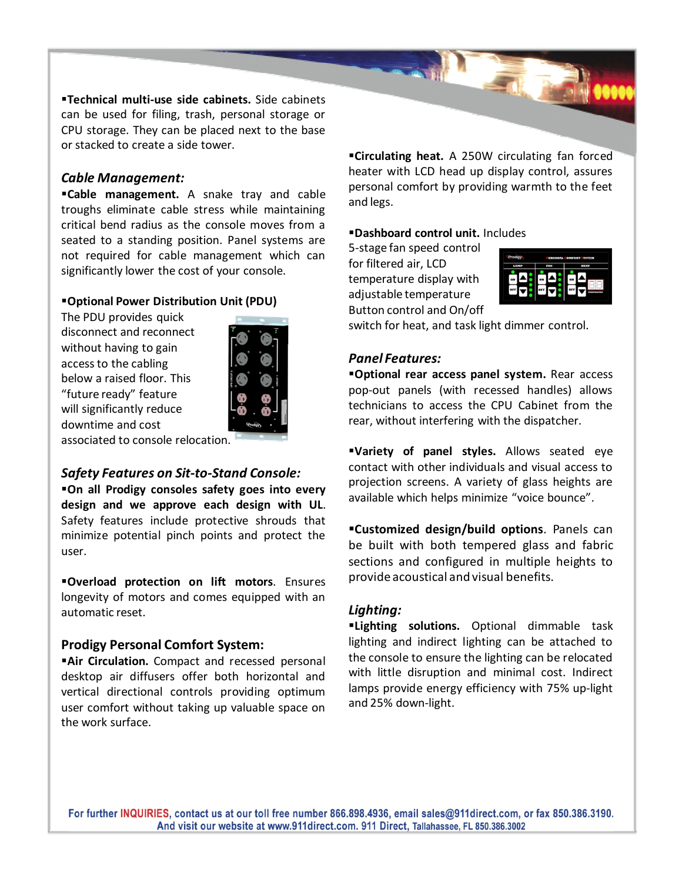- **Technical multi-use side cabinets.** Side cabinets can be used for filing, trash, personal storage or CPU storage. They can be placed next to the base or stacked to create a side tower.

### *Cable Management:*

- **Cable management.** A snake tray and cable troughs eliminate cable stress while maintaining critical bend radius as the console moves from a seated to a standing position. Panel systems are not required for cable management which can significantly lower the cost of your console.

- **Optional Power Distribution Unit (PDU)**
The PDU provides quick disconnect and reconnect without having to gain access to the cabling below a raised floor. This "future ready" feature will significantly reduce downtime and cost associated to console relocation.

### *Safety Features on Sit-to-Stand Console:*

- **On all Prodigy consoles safety goes into every design and we approve each design with UL.** Safety features include protective shrouds that minimize potential pinch points and protect the user.

- **Overload protection on lift motors**. Ensures longevity of motors and comes equipped with an automatic reset.

### Prodigy Personal Comfort System:

- **Air Circulation.** Compact and recessed personal desktop air diffusers offer both horizontal and vertical directional controls providing optimum user comfort without taking up valuable space on the work surface.

- **Circulating heat.** A 250W circulating fan forced heater with LCD head up display control, assures personal comfort by providing warmth to the feet and legs.

- **Dashboard control unit.** Includes 5-stage fan speed control for filtered air, LCD temperature display with adjustable temperature Button control and On/off switch for heat, and task light dimmer control.

### *Panel Features:*

- **Optional rear access panel system.** Rear access pop-out panels (with recessed handles) allows technicians to access the CPU Cabinet from the rear, without interfering with the dispatcher.

- **Variety of panel styles.** Allows seated eye contact with other individuals and visual access to projection screens. A variety of glass heights are available which helps minimize "voice bounce".

- **Customized design/build options**. Panels can be built with both tempered glass and fabric sections and configured in multiple heights to provide acoustical and visual benefits.

### *Lighting:*

- **Lighting solutions.** Optional dimmable task lighting and indirect lighting can be attached to the console to ensure the lighting can be relocated with little disruption and minimal cost. Indirect lamps provide energy efficiency with 75% up-light and 25% down-light.

For further INQUIRIES, contact us at our toll free number 866.898.4936, email sales@911direct.com, or fax 850.386.3190.
And visit our website at www.911direct.com. 911 Direct, Tallahassee, FL 850.386.3002